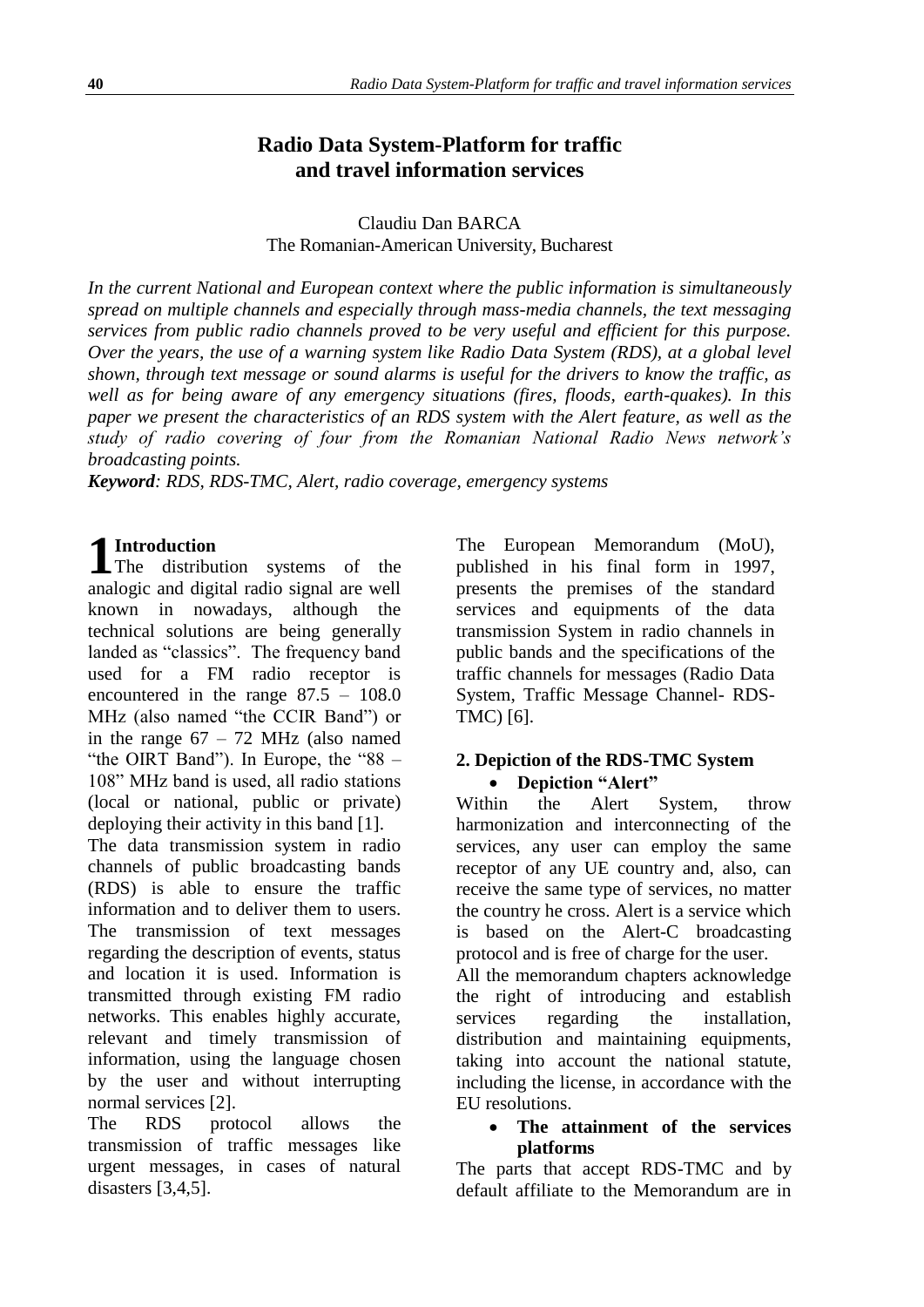# Radio Data System-Platform for traffic and travel information services

Claudiu Dan BARCA
The Romanian-American University, Bucharest

*In the current National and European context where the public information is simultaneously spread on multiple channels and especially through mass-media channels, the text messaging services from public radio channels proved to be very useful and efficient for this purpose. Over the years, the use of a warning system like Radio Data System (RDS), at a global level shown, through text message or sound alarms is useful for the drivers to know the traffic, as well as for being aware of any emergency situations (fires, floods, earth-quakes). In this paper we present the characteristics of an RDS system with the Alert feature, as well as the study of radio covering of four from the Romanian National Radio News network's broadcasting points.*

***Keyword**: RDS, RDS-TMC, Alert, radio coverage, emergency systems*

## 1 Introduction

The distribution systems of the analogic and digital radio signal are well known in nowadays, although the technical solutions are being generally landed as "classics". The frequency band used for a FM radio receptor is encountered in the range 87.5 – 108.0 MHz (also named "the CCIR Band") or in the range 67 – 72 MHz (also named "the OIRT Band"). In Europe, the "88 – 108" MHz band is used, all radio stations (local or national, public or private) deploying their activity in this band [1].

The data transmission system in radio channels of public broadcasting bands (RDS) is able to ensure the traffic information and to deliver them to users. The transmission of text messages regarding the description of events, status and location it is used. Information is transmitted through existing FM radio networks. This enables highly accurate, relevant and timely transmission of information, using the language chosen by the user and without interrupting normal services [2].

The RDS protocol allows the transmission of traffic messages like urgent messages, in cases of natural disasters [3,4,5].

The European Memorandum (MoU), published in his final form in 1997, presents the premises of the standard services and equipments of the data transmission System in radio channels in public bands and the specifications of the traffic channels for messages (Radio Data System, Traffic Message Channel- RDS-TMC) [6].

## 2. Depiction of the RDS-TMC System

- **Depiction "Alert"**

Within the Alert System, throw harmonization and interconnecting of the services, any user can employ the same receptor of any UE country and, also, can receive the same type of services, no matter the country he cross. Alert is a service which is based on the Alert-C broadcasting protocol and is free of charge for the user.

All the memorandum chapters acknowledge the right of introducing and establish services regarding the installation, distribution and maintaining equipments, taking into account the national statute, including the license, in accordance with the EU resolutions.

- **The attainment of the services platforms**

The parts that accept RDS-TMC and by default affiliate to the Memorandum are in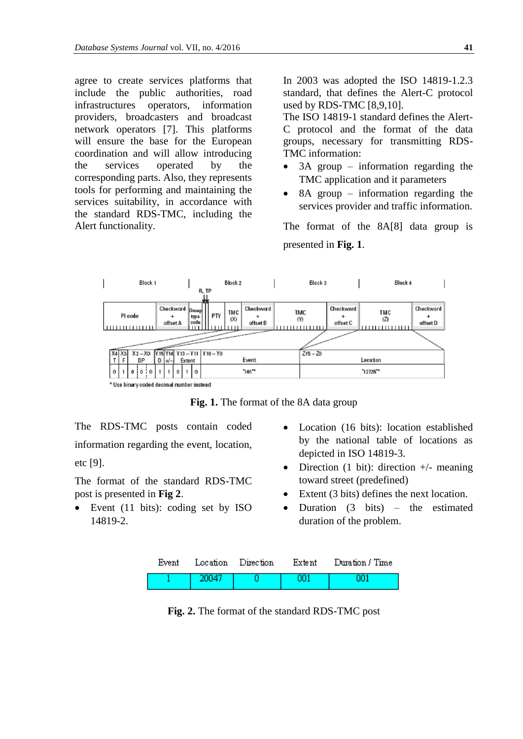agree to create services platforms that include the public authorities, road infrastructures operators, information providers, broadcasters and broadcast network operators [7]. This platforms will ensure the base for the European coordination and will allow introducing the services operated by the corresponding parts. Also, they represents tools for performing and maintaining the services suitability, in accordance with the standard RDS-TMC, including the Alert functionality.

In 2003 was adopted the ISO 14819-1.2.3 standard, that defines the Alert-C protocol used by RDS-TMC [8,9,10].

The ISO 14819-1 standard defines the Alert-C protocol and the format of the data groups, necessary for transmitting RDS-TMC information:

- 3A group – information regarding the TMC application and it parameters
- 8A group – information regarding the services provider and traffic information.

The format of the 8A[8] data group is presented in **Fig. 1**.

**Fig. 1.** The format of the 8A data group

The RDS-TMC posts contain coded information regarding the event, location, etc [9].

The format of the standard RDS-TMC post is presented in **Fig 2**.

- Event (11 bits): coding set by ISO 14819-2.
- Location (16 bits): location established by the national table of locations as depicted in ISO 14819-3.
- Direction (1 bit): direction +/- meaning toward street (predefined)
- Extent (3 bits) defines the next location.
- Duration (3 bits) – the estimated duration of the problem.

| Event | Location | Direction | Extent | Duration / Time |
|---|---|---|---|---|
| 1 | 20047 | 0 | 001 | 001 |

**Fig. 2.** The format of the standard RDS-TMC post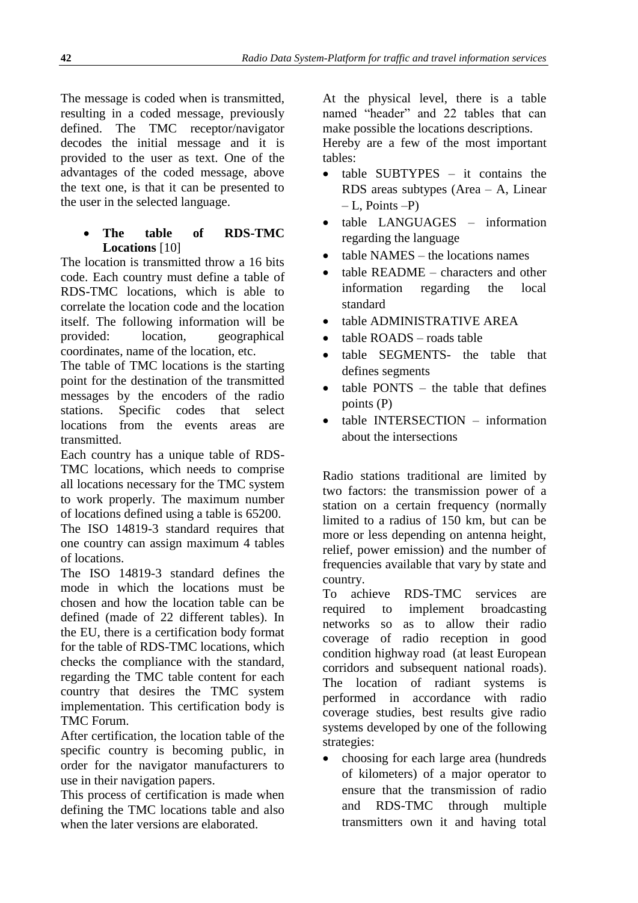The message is coded when is transmitted, resulting in a coded message, previously defined. The TMC receptor/navigator decodes the initial message and it is provided to the user as text. One of the advantages of the coded message, above the text one, is that it can be presented to the user in the selected language.

- **The table of RDS-TMC Locations** [10]

The location is transmitted throw a 16 bits code. Each country must define a table of RDS-TMC locations, which is able to correlate the location code and the location itself. The following information will be provided: location, geographical coordinates, name of the location, etc.

The table of TMC locations is the starting point for the destination of the transmitted messages by the encoders of the radio stations. Specific codes that select locations from the events areas are transmitted.

Each country has a unique table of RDS-TMC locations, which needs to comprise all locations necessary for the TMC system to work properly. The maximum number of locations defined using a table is 65200.

The ISO 14819-3 standard requires that one country can assign maximum 4 tables of locations.

The ISO 14819-3 standard defines the mode in which the locations must be chosen and how the location table can be defined (made of 22 different tables). In the EU, there is a certification body format for the table of RDS-TMC locations, which checks the compliance with the standard, regarding the TMC table content for each country that desires the TMC system implementation. This certification body is TMC Forum.

After certification, the location table of the specific country is becoming public, in order for the navigator manufacturers to use in their navigation papers.

This process of certification is made when defining the TMC locations table and also when the later versions are elaborated.

At the physical level, there is a table named "header" and 22 tables that can make possible the locations descriptions.

Hereby are a few of the most important tables:

- table SUBTYPES – it contains the RDS areas subtypes (Area – A, Linear – L, Points –P)
- table LANGUAGES – information regarding the language
- table NAMES – the locations names
- table README – characters and other information regarding the local standard
- table ADMINISTRATIVE AREA
- table ROADS – roads table
- table SEGMENTS- the table that defines segments
- table PONTS – the table that defines points (P)
- table INTERSECTION – information about the intersections

Radio stations traditional are limited by two factors: the transmission power of a station on a certain frequency (normally limited to a radius of 150 km, but can be more or less depending on antenna height, relief, power emission) and the number of frequencies available that vary by state and country.

To achieve RDS-TMC services are required to implement broadcasting networks so as to allow their radio coverage of radio reception in good condition highway road (at least European corridors and subsequent national roads). The location of radiant systems is performed in accordance with radio coverage studies, best results give radio systems developed by one of the following strategies:

- choosing for each large area (hundreds of kilometers) of a major operator to ensure that the transmission of radio and RDS-TMC through multiple transmitters own it and having total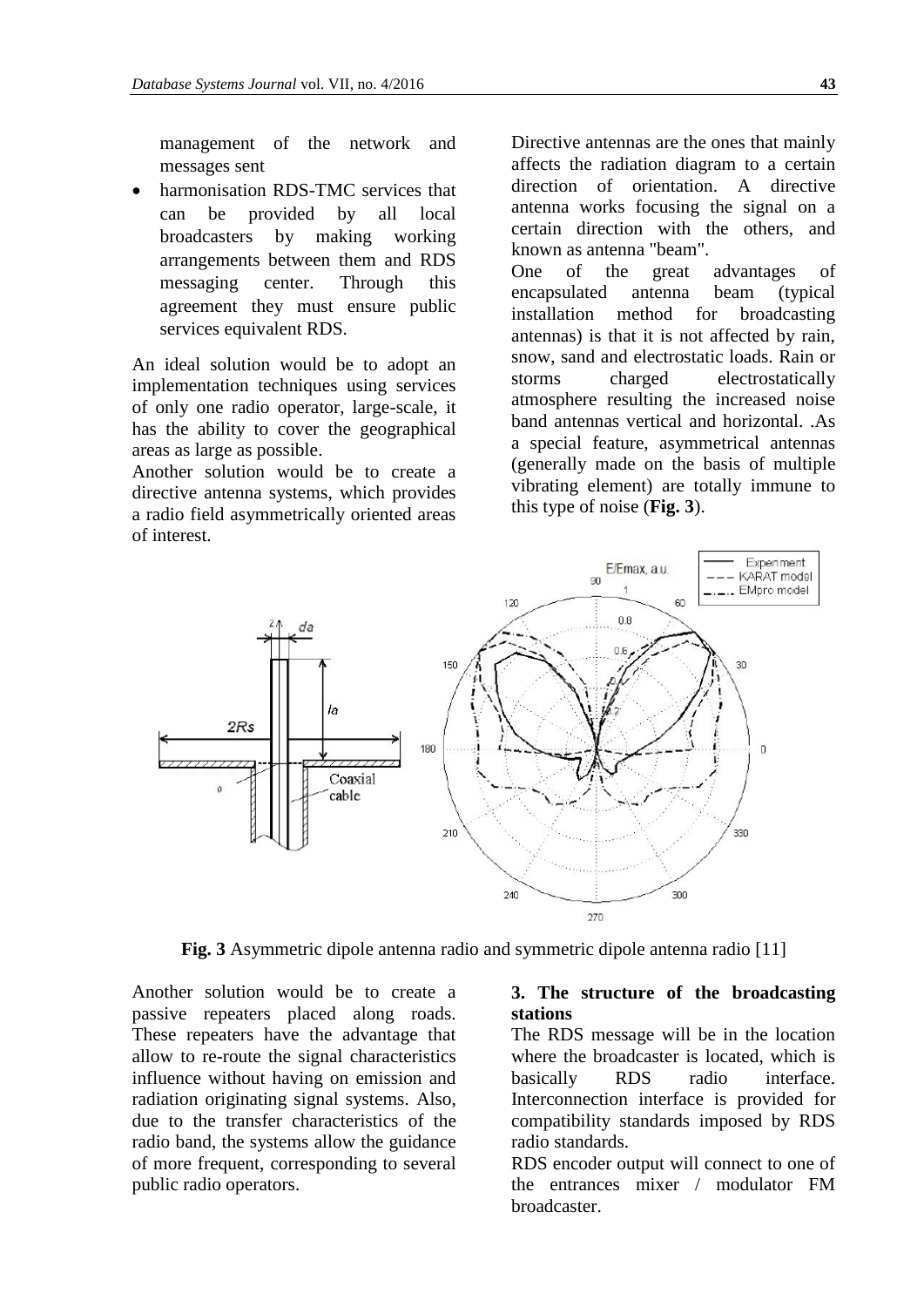management of the network and messages sent

- harmonisation RDS-TMC services that can be provided by all local broadcasters by making working arrangements between them and RDS messaging center. Through this agreement they must ensure public services equivalent RDS.

An ideal solution would be to adopt an implementation techniques using services of only one radio operator, large-scale, it has the ability to cover the geographical areas as large as possible.

Another solution would be to create a directive antenna systems, which provides a radio field asymmetrically oriented areas of interest.

Directive antennas are the ones that mainly affects the radiation diagram to a certain direction of orientation. A directive antenna works focusing the signal on a certain direction with the others, and known as antenna "beam".

One of the great advantages of encapsulated antenna beam (typical installation method for broadcasting antennas) is that it is not affected by rain, snow, sand and electrostatic loads. Rain or storms charged electrostatically atmosphere resulting the increased noise band antennas vertical and horizontal. .As a special feature, asymmetrical antennas (generally made on the basis of multiple vibrating element) are totally immune to this type of noise (**Fig. 3**).

**Fig. 3** Asymmetric dipole antenna radio and symmetric dipole antenna radio [11]

Another solution would be to create a passive repeaters placed along roads. These repeaters have the advantage that allow to re-route the signal characteristics influence without having on emission and radiation originating signal systems. Also, due to the transfer characteristics of the radio band, the systems allow the guidance of more frequent, corresponding to several public radio operators.

## 3. The structure of the broadcasting stations

The RDS message will be in the location where the broadcaster is located, which is basically RDS radio interface. Interconnection interface is provided for compatibility standards imposed by RDS radio standards.

RDS encoder output will connect to one of the entrances mixer / modulator FM broadcaster.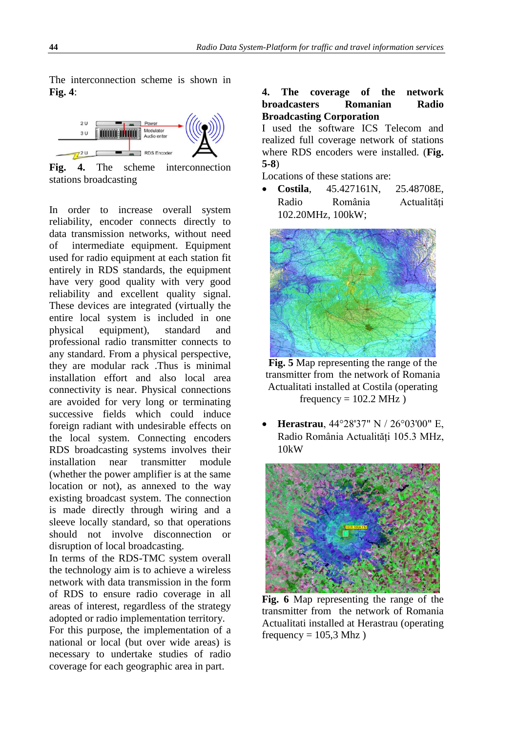The interconnection scheme is shown in **Fig. 4**:

**Fig. 4.** The scheme interconnection stations broadcasting

In order to increase overall system reliability, encoder connects directly to data transmission networks, without need of intermediate equipment. Equipment used for radio equipment at each station fit entirely in RDS standards, the equipment have very good quality with very good reliability and excellent quality signal. These devices are integrated (virtually the entire local system is included in one physical equipment), standard and professional radio transmitter connects to any standard. From a physical perspective, they are modular rack .Thus is minimal installation effort and also local area connectivity is near. Physical connections are avoided for very long or terminating successive fields which could induce foreign radiant with undesirable effects on the local system. Connecting encoders RDS broadcasting systems involves their installation near transmitter module (whether the power amplifier is at the same location or not), as annexed to the way existing broadcast system. The connection is made directly through wiring and a sleeve locally standard, so that operations should not involve disconnection or disruption of local broadcasting.

In terms of the RDS-TMC system overall the technology aim is to achieve a wireless network with data transmission in the form of RDS to ensure radio coverage in all areas of interest, regardless of the strategy adopted or radio implementation territory.

For this purpose, the implementation of a national or local (but over wide areas) is necessary to undertake studies of radio coverage for each geographic area in part.

## 4. The coverage of the network broadcasters Romanian Radio Broadcasting Corporation

I used the software ICS Telecom and realized full coverage network of stations where RDS encoders were installed. (**Fig. 5-8**)

Locations of these stations are:

- **Costila**, 45.427161N, 25.48708E, Radio România Actualități 102.20MHz, 100kW;

**Fig. 5** Map representing the range of the transmitter from the network of Romania Actualitati installed at Costila (operating frequency = 102.2 MHz )

- **Herastrau**, 44°28'37" N / 26°03'00" E, Radio România Actualități 105.3 MHz, 10kW

**Fig. 6** Map representing the range of the transmitter from the network of Romania Actualitati installed at Herastrau (operating frequency = 105,3 Mhz )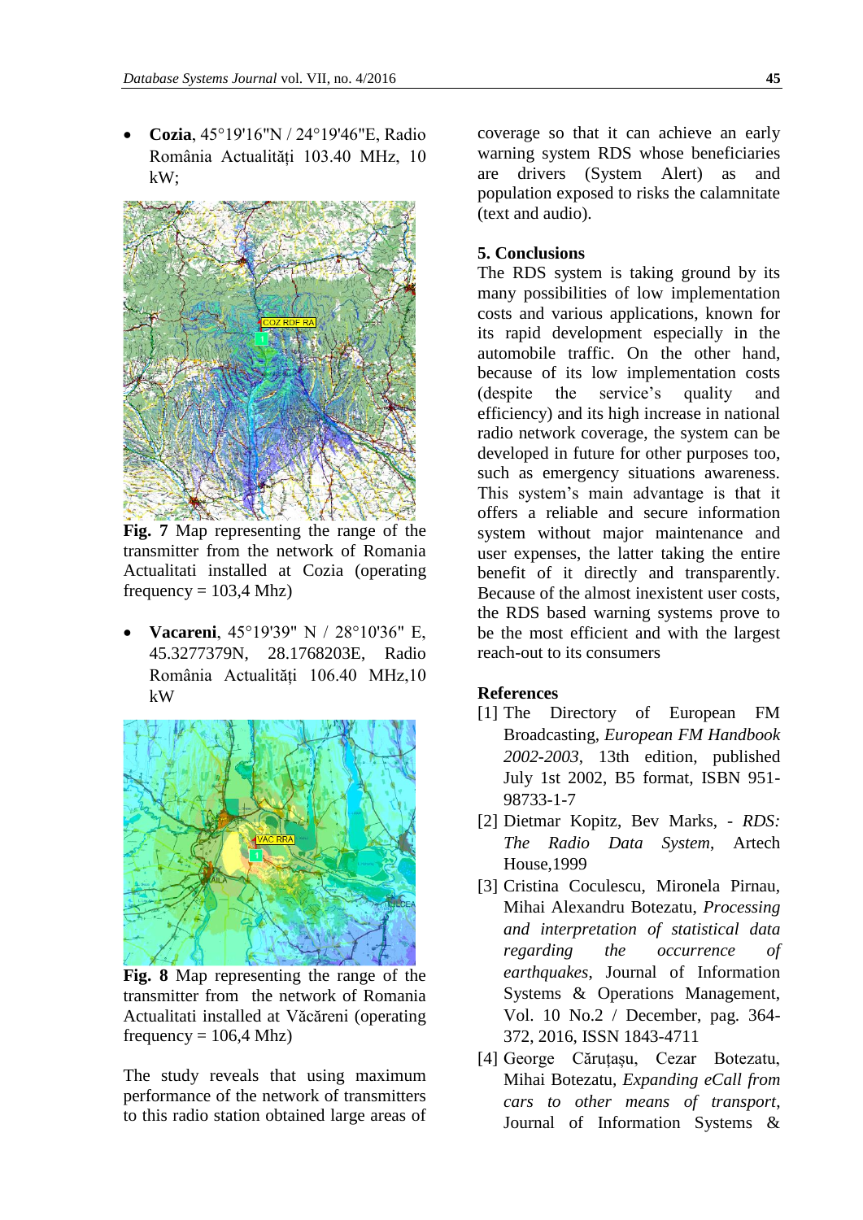- **Cozia**, 45°19'16"N / 24°19'46"E, Radio România Actualități 103.40 MHz, 10 kW;

**Fig. 7** Map representing the range of the transmitter from the network of Romania Actualitati installed at Cozia (operating frequency = 103,4 Mhz)

- **Vacareni**, 45°19'39" N / 28°10'36" E, 45.3277379N, 28.1768203E, Radio România Actualități 106.40 MHz,10 kW

**Fig. 8** Map representing the range of the transmitter from the network of Romania Actualitati installed at Văcăreni (operating frequency = 106,4 Mhz)

The study reveals that using maximum performance of the network of transmitters to this radio station obtained large areas of coverage so that it can achieve an early warning system RDS whose beneficiaries are drivers (System Alert) as and population exposed to risks the calamnitate (text and audio).

## 5. Conclusions

The RDS system is taking ground by its many possibilities of low implementation costs and various applications, known for its rapid development especially in the automobile traffic. On the other hand, because of its low implementation costs (despite the service's quality and efficiency) and its high increase in national radio network coverage, the system can be developed in future for other purposes too, such as emergency situations awareness. This system's main advantage is that it offers a reliable and secure information system without major maintenance and user expenses, the latter taking the entire benefit of it directly and transparently. Because of the almost inexistent user costs, the RDS based warning systems prove to be the most efficient and with the largest reach-out to its consumers

## References

[1] The Directory of European FM Broadcasting, *European FM Handbook 2002-2003*, 13th edition, published July 1st 2002, B5 format, ISBN 951-98733-1-7

[2] Dietmar Kopitz, Bev Marks, - *RDS: The Radio Data System*, Artech House,1999

[3] Cristina Coculescu, Mironela Pirnau, Mihai Alexandru Botezatu, *Processing and interpretation of statistical data regarding the occurrence of earthquakes*, Journal of Information Systems & Operations Management, Vol. 10 No.2 / December, pag. 364-372, 2016, ISSN 1843-4711

[4] George Căruțașu, Cezar Botezatu, Mihai Botezatu, *Expanding eCall from cars to other means of transport*, Journal of Information Systems &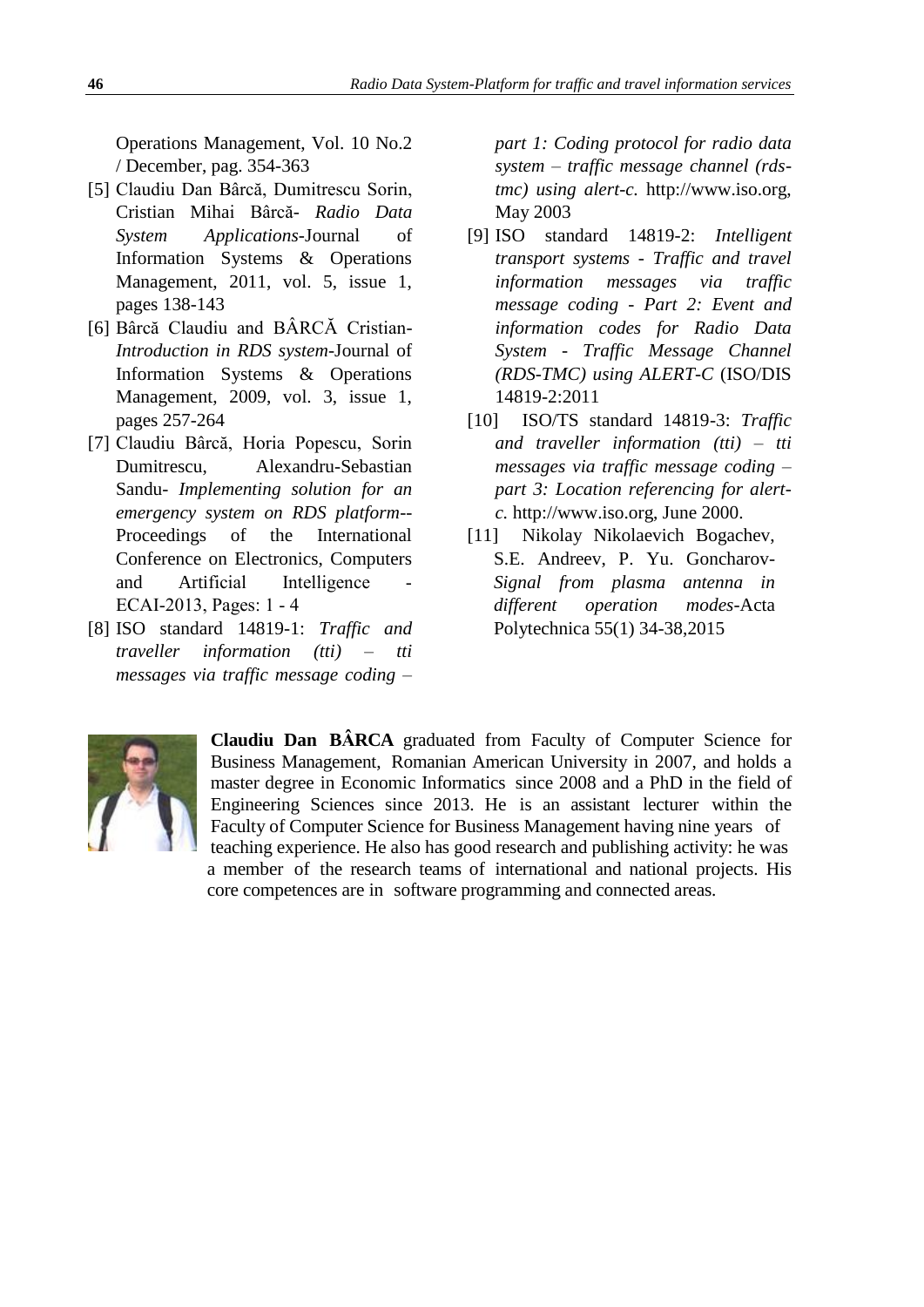Operations Management, Vol. 10 No.2 / December, pag. 354-363

[5] Claudiu Dan Bârcă, Dumitrescu Sorin, Cristian Mihai Bârcă- *Radio Data System Applications*-Journal of Information Systems & Operations Management, 2011, vol. 5, issue 1, pages 138-143

[6] Bârcă Claudiu and BÂRCĂ Cristian- *Introduction in RDS system*-Journal of Information Systems & Operations Management, 2009, vol. 3, issue 1, pages 257-264

[7] Claudiu Bârcă, Horia Popescu, Sorin Dumitrescu, Alexandru-Sebastian Sandu- *Implementing solution for an emergency system on RDS platform*--Proceedings of the International Conference on Electronics, Computers and Artificial Intelligence - ECAI-2013, Pages: 1 - 4

[8] ISO standard 14819-1: *Traffic and traveller information (tti) – tti messages via traffic message coding – part 1: Coding protocol for radio data system – traffic message channel (rds-tmc) using alert-c.* http://www.iso.org, May 2003

[9] ISO standard 14819-2: *Intelligent transport systems - Traffic and travel information messages via traffic message coding - Part 2: Event and information codes for Radio Data System - Traffic Message Channel (RDS-TMC) using ALERT-C* (ISO/DIS 14819-2:2011

[10] ISO/TS standard 14819-3: *Traffic and traveller information (tti) – tti messages via traffic message coding – part 3: Location referencing for alert-c.* http://www.iso.org, June 2000.

[11] Nikolay Nikolaevich Bogachev, S.E. Andreev, P. Yu. Goncharov- *Signal from plasma antenna in different operation modes*-Acta Polytechnica 55(1) 34-38,2015

**Claudiu Dan BÂRCA** graduated from Faculty of Computer Science for Business Management, Romanian American University in 2007, and holds a master degree in Economic Informatics since 2008 and a PhD in the field of Engineering Sciences since 2013. He is an assistant lecturer within the Faculty of Computer Science for Business Management having nine years of teaching experience. He also has good research and publishing activity: he was a member of the research teams of international and national projects. His core competences are in software programming and connected areas.